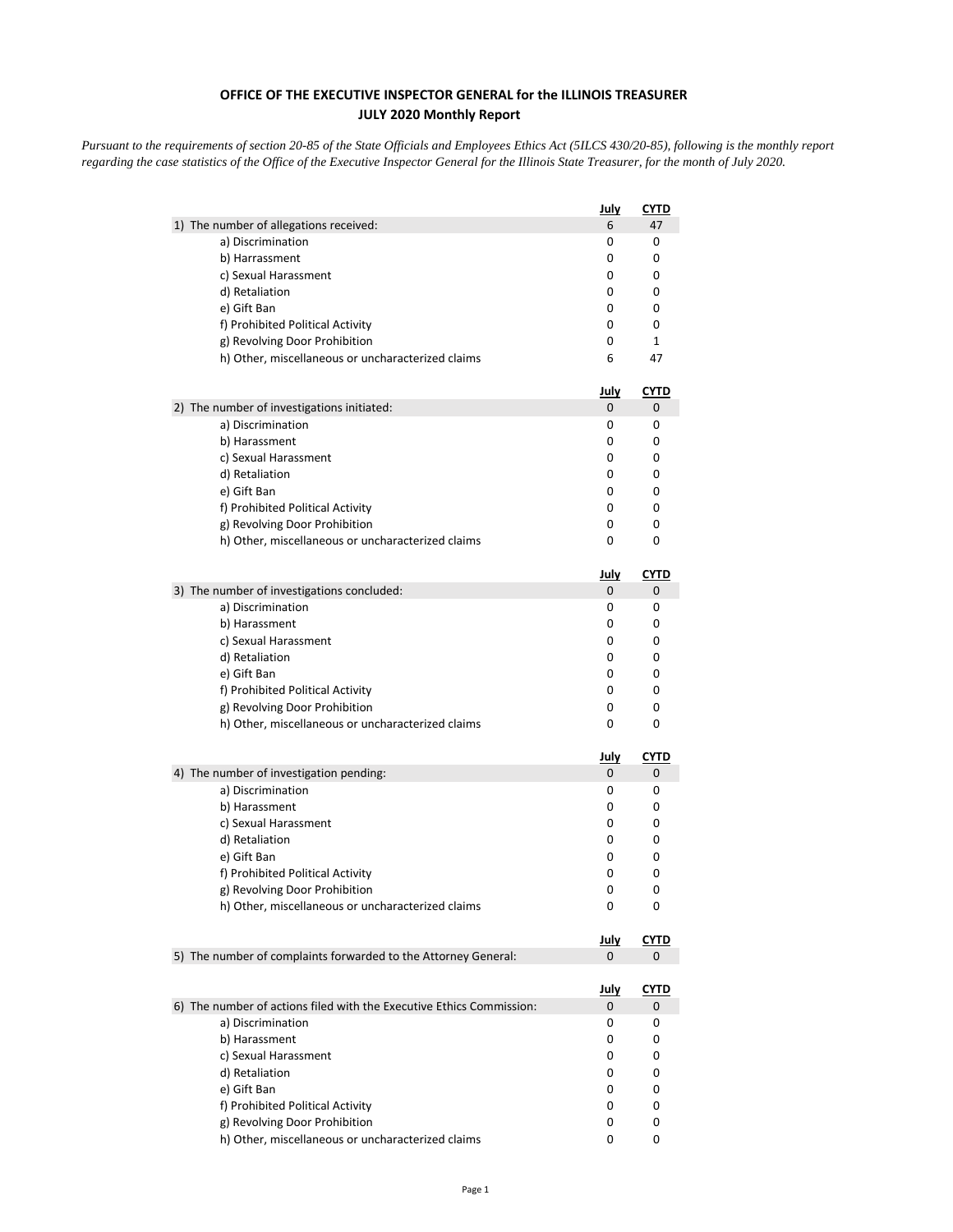**OFFICE OF THE EXECUTIVE INSPECTOR GENERAL for the ILLINOIS TREASURER**
**JULY 2020 Monthly Report**

*Pursuant to the requirements of section 20-85 of the State Officials and Employees Ethics Act (5ILCS 430/20-85), following is the monthly report regarding the case statistics of the Office of the Executive Inspector General for the Illinois State Treasurer, for the month of July 2020.*

| | July | CYTD |
|---|---|---|
| 1) The number of allegations received: | 6 | 47 |
| a) Discrimination | 0 | 0 |
| b) Harrassment | 0 | 0 |
| c) Sexual Harassment | 0 | 0 |
| d) Retaliation | 0 | 0 |
| e) Gift Ban | 0 | 0 |
| f) Prohibited Political Activity | 0 | 0 |
| g) Revolving Door Prohibition | 0 | 1 |
| h) Other, miscellaneous or uncharacterized claims | 6 | 47 |

| | July | CYTD |
|---|---|---|
| 2) The number of investigations initiated: | 0 | 0 |
| a) Discrimination | 0 | 0 |
| b) Harassment | 0 | 0 |
| c) Sexual Harassment | 0 | 0 |
| d) Retaliation | 0 | 0 |
| e) Gift Ban | 0 | 0 |
| f) Prohibited Political Activity | 0 | 0 |
| g) Revolving Door Prohibition | 0 | 0 |
| h) Other, miscellaneous or uncharacterized claims | 0 | 0 |

| | July | CYTD |
|---|---|---|
| 3) The number of investigations concluded: | 0 | 0 |
| a) Discrimination | 0 | 0 |
| b) Harassment | 0 | 0 |
| c) Sexual Harassment | 0 | 0 |
| d) Retaliation | 0 | 0 |
| e) Gift Ban | 0 | 0 |
| f) Prohibited Political Activity | 0 | 0 |
| g) Revolving Door Prohibition | 0 | 0 |
| h) Other, miscellaneous or uncharacterized claims | 0 | 0 |

| | July | CYTD |
|---|---|---|
| 4) The number of investigation pending: | 0 | 0 |
| a) Discrimination | 0 | 0 |
| b) Harassment | 0 | 0 |
| c) Sexual Harassment | 0 | 0 |
| d) Retaliation | 0 | 0 |
| e) Gift Ban | 0 | 0 |
| f) Prohibited Political Activity | 0 | 0 |
| g) Revolving Door Prohibition | 0 | 0 |
| h) Other, miscellaneous or uncharacterized claims | 0 | 0 |

| | July | CYTD |
|---|---|---|
| 5) The number of complaints forwarded to the Attorney General: | 0 | 0 |

| | July | CYTD |
|---|---|---|
| 6) The number of actions filed with the Executive Ethics Commission: | 0 | 0 |
| a) Discrimination | 0 | 0 |
| b) Harassment | 0 | 0 |
| c) Sexual Harassment | 0 | 0 |
| d) Retaliation | 0 | 0 |
| e) Gift Ban | 0 | 0 |
| f) Prohibited Political Activity | 0 | 0 |
| g) Revolving Door Prohibition | 0 | 0 |
| h) Other, miscellaneous or uncharacterized claims | 0 | 0 |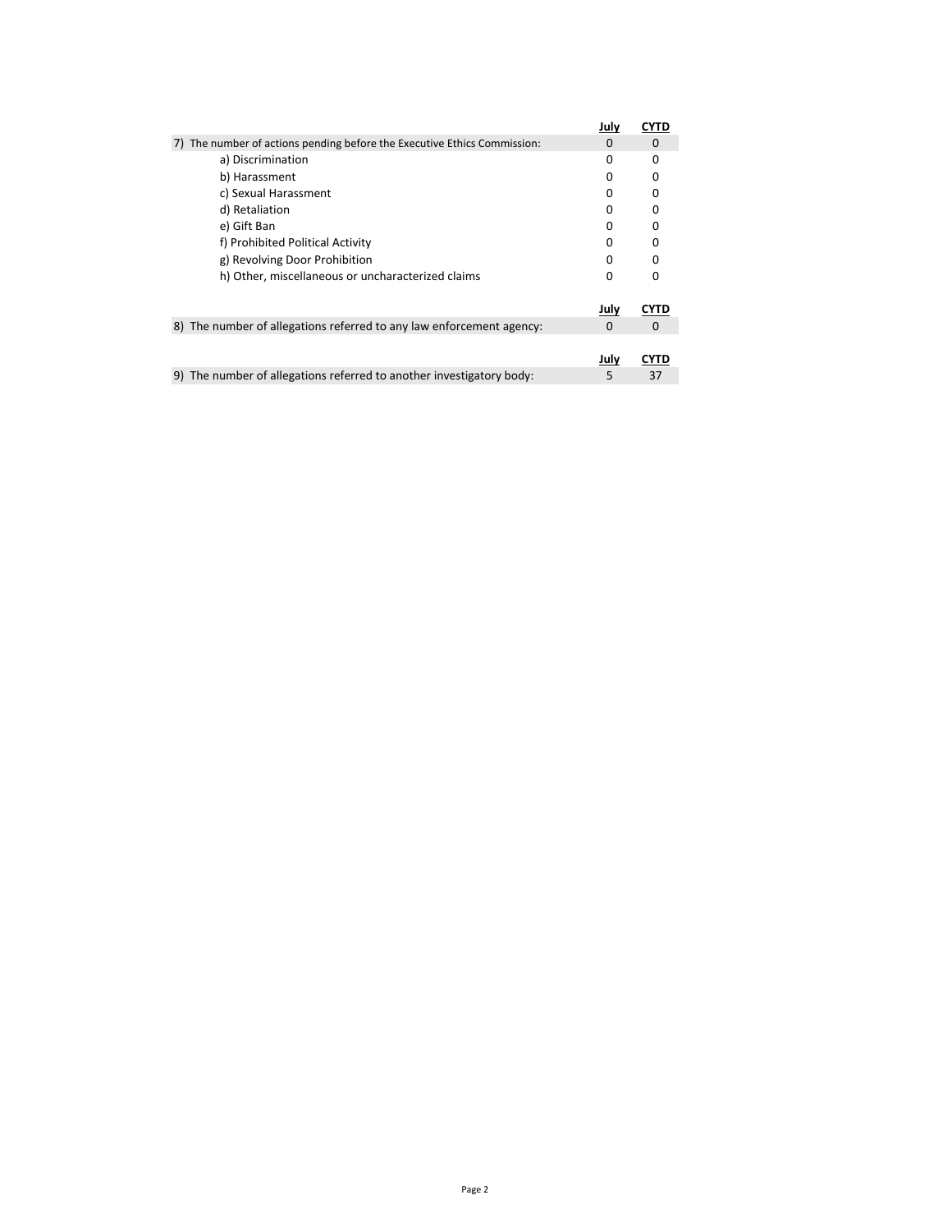| | July | CYTD |
|---|---|---|
| 7) The number of actions pending before the Executive Ethics Commission: | 0 | 0 |
| a) Discrimination | 0 | 0 |
| b) Harassment | 0 | 0 |
| c) Sexual Harassment | 0 | 0 |
| d) Retaliation | 0 | 0 |
| e) Gift Ban | 0 | 0 |
| f) Prohibited Political Activity | 0 | 0 |
| g) Revolving Door Prohibition | 0 | 0 |
| h) Other, miscellaneous or uncharacterized claims | 0 | 0 |

| | July | CYTD |
|---|---|---|
| 8) The number of allegations referred to any law enforcement agency: | 0 | 0 |

| | July | CYTD |
|---|---|---|
| 9) The number of allegations referred to another investigatory body: | 5 | 37 |